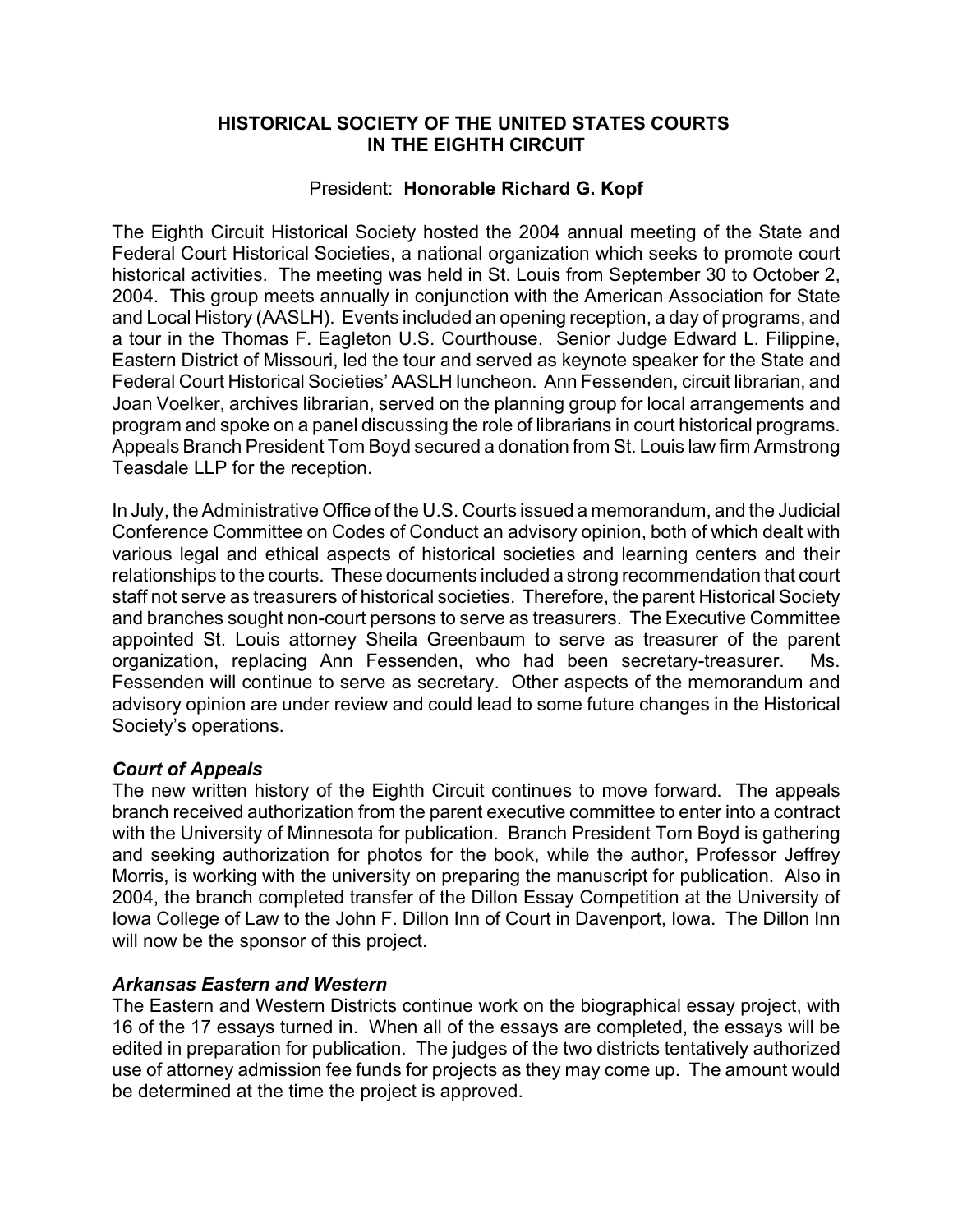# HISTORICAL SOCIETY OF THE UNITED STATES COURTS IN THE EIGHTH CIRCUIT

President: **Honorable Richard G. Kopf**

The Eighth Circuit Historical Society hosted the 2004 annual meeting of the State and Federal Court Historical Societies, a national organization which seeks to promote court historical activities. The meeting was held in St. Louis from September 30 to October 2, 2004. This group meets annually in conjunction with the American Association for State and Local History (AASLH). Events included an opening reception, a day of programs, and a tour in the Thomas F. Eagleton U.S. Courthouse. Senior Judge Edward L. Filippine, Eastern District of Missouri, led the tour and served as keynote speaker for the State and Federal Court Historical Societies' AASLH luncheon. Ann Fessenden, circuit librarian, and Joan Voelker, archives librarian, served on the planning group for local arrangements and program and spoke on a panel discussing the role of librarians in court historical programs. Appeals Branch President Tom Boyd secured a donation from St. Louis law firm Armstrong Teasdale LLP for the reception.

In July, the Administrative Office of the U.S. Courts issued a memorandum, and the Judicial Conference Committee on Codes of Conduct an advisory opinion, both of which dealt with various legal and ethical aspects of historical societies and learning centers and their relationships to the courts. These documents included a strong recommendation that court staff not serve as treasurers of historical societies. Therefore, the parent Historical Society and branches sought non-court persons to serve as treasurers. The Executive Committee appointed St. Louis attorney Sheila Greenbaum to serve as treasurer of the parent organization, replacing Ann Fessenden, who had been secretary-treasurer. Ms. Fessenden will continue to serve as secretary. Other aspects of the memorandum and advisory opinion are under review and could lead to some future changes in the Historical Society's operations.

### *Court of Appeals*

The new written history of the Eighth Circuit continues to move forward. The appeals branch received authorization from the parent executive committee to enter into a contract with the University of Minnesota for publication. Branch President Tom Boyd is gathering and seeking authorization for photos for the book, while the author, Professor Jeffrey Morris, is working with the university on preparing the manuscript for publication. Also in 2004, the branch completed transfer of the Dillon Essay Competition at the University of Iowa College of Law to the John F. Dillon Inn of Court in Davenport, Iowa. The Dillon Inn will now be the sponsor of this project.

### *Arkansas Eastern and Western*

The Eastern and Western Districts continue work on the biographical essay project, with 16 of the 17 essays turned in. When all of the essays are completed, the essays will be edited in preparation for publication. The judges of the two districts tentatively authorized use of attorney admission fee funds for projects as they may come up. The amount would be determined at the time the project is approved.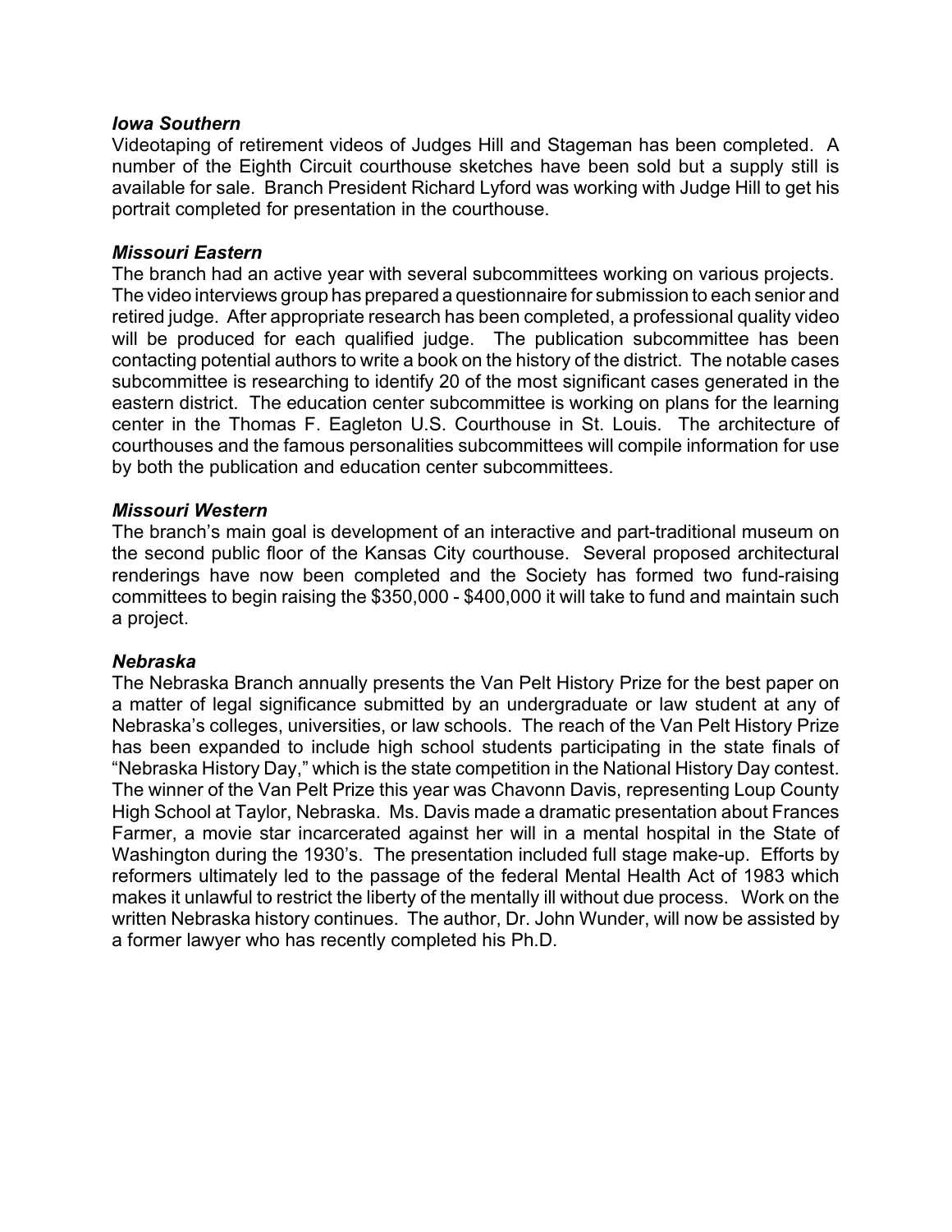### *Iowa Southern*

Videotaping of retirement videos of Judges Hill and Stageman has been completed. A number of the Eighth Circuit courthouse sketches have been sold but a supply still is available for sale. Branch President Richard Lyford was working with Judge Hill to get his portrait completed for presentation in the courthouse.

### *Missouri Eastern*

The branch had an active year with several subcommittees working on various projects. The video interviews group has prepared a questionnaire for submission to each senior and retired judge. After appropriate research has been completed, a professional quality video will be produced for each qualified judge. The publication subcommittee has been contacting potential authors to write a book on the history of the district. The notable cases subcommittee is researching to identify 20 of the most significant cases generated in the eastern district. The education center subcommittee is working on plans for the learning center in the Thomas F. Eagleton U.S. Courthouse in St. Louis. The architecture of courthouses and the famous personalities subcommittees will compile information for use by both the publication and education center subcommittees.

### *Missouri Western*

The branch's main goal is development of an interactive and part-traditional museum on the second public floor of the Kansas City courthouse. Several proposed architectural renderings have now been completed and the Society has formed two fund-raising committees to begin raising the $350,000 - $400,000 it will take to fund and maintain such a project.

### *Nebraska*

The Nebraska Branch annually presents the Van Pelt History Prize for the best paper on a matter of legal significance submitted by an undergraduate or law student at any of Nebraska's colleges, universities, or law schools. The reach of the Van Pelt History Prize has been expanded to include high school students participating in the state finals of "Nebraska History Day," which is the state competition in the National History Day contest. The winner of the Van Pelt Prize this year was Chavonn Davis, representing Loup County High School at Taylor, Nebraska. Ms. Davis made a dramatic presentation about Frances Farmer, a movie star incarcerated against her will in a mental hospital in the State of Washington during the 1930's. The presentation included full stage make-up. Efforts by reformers ultimately led to the passage of the federal Mental Health Act of 1983 which makes it unlawful to restrict the liberty of the mentally ill without due process. Work on the written Nebraska history continues. The author, Dr. John Wunder, will now be assisted by a former lawyer who has recently completed his Ph.D.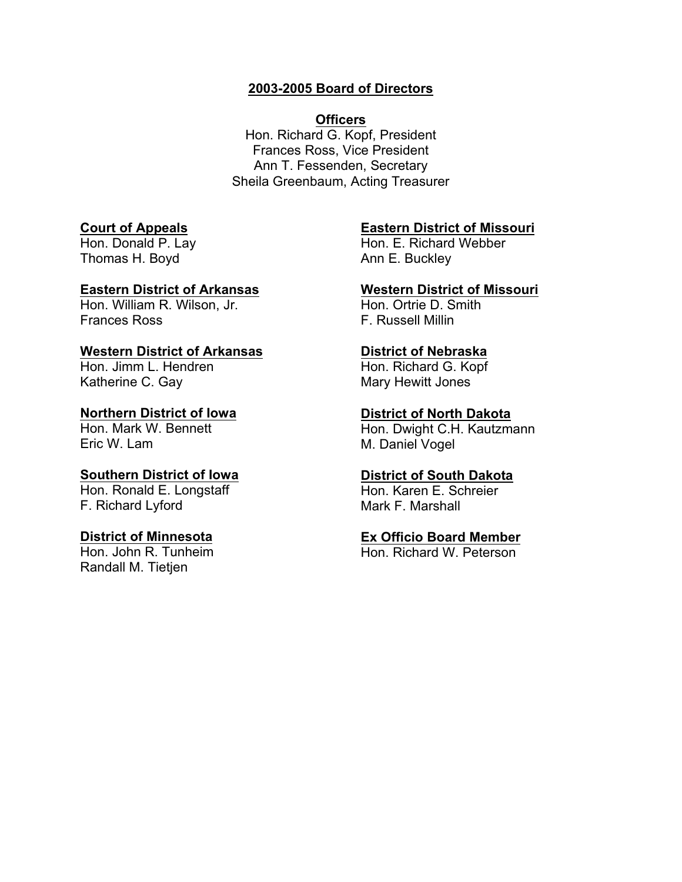## 2003-2005 Board of Directors

### Officers

Hon. Richard G. Kopf, President
Frances Ross, Vice President
Ann T. Fessenden, Secretary
Sheila Greenbaum, Acting Treasurer

**Court of Appeals**
Hon. Donald P. Lay
Thomas H. Boyd

**Eastern District of Arkansas**
Hon. William R. Wilson, Jr.
Frances Ross

**Western District of Arkansas**
Hon. Jimm L. Hendren
Katherine C. Gay

**Northern District of Iowa**
Hon. Mark W. Bennett
Eric W. Lam

**Southern District of Iowa**
Hon. Ronald E. Longstaff
F. Richard Lyford

**District of Minnesota**
Hon. John R. Tunheim
Randall M. Tietjen

**Eastern District of Missouri**
Hon. E. Richard Webber
Ann E. Buckley

**Western District of Missouri**
Hon. Ortrie D. Smith
F. Russell Millin

**District of Nebraska**
Hon. Richard G. Kopf
Mary Hewitt Jones

**District of North Dakota**
Hon. Dwight C.H. Kautzmann
M. Daniel Vogel

**District of South Dakota**
Hon. Karen E. Schreier
Mark F. Marshall

**Ex Officio Board Member**
Hon. Richard W. Peterson